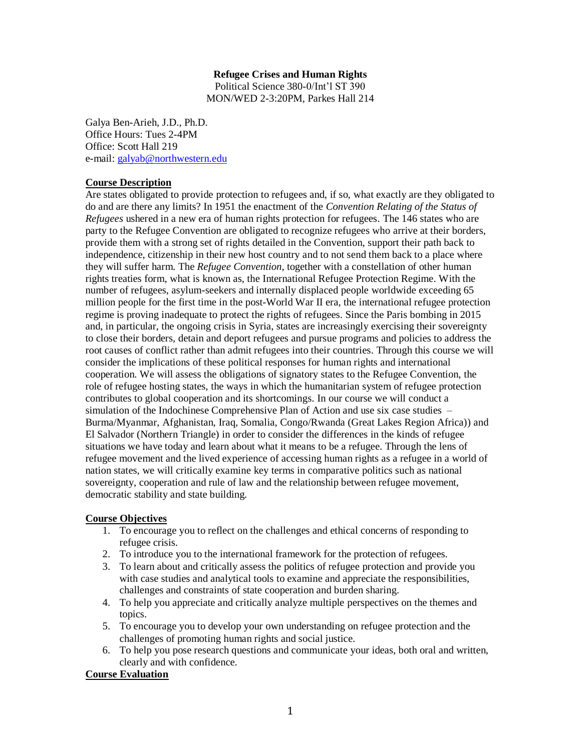**Refugee Crises and Human Rights**
Political Science 380-0/Int'l ST 390
MON/WED 2-3:20PM, Parkes Hall 214

Galya Ben-Arieh, J.D., Ph.D.
Office Hours: Tues 2-4PM
Office: Scott Hall 219
e-mail: galyab@northwestern.edu

## Course Description

Are states obligated to provide protection to refugees and, if so, what exactly are they obligated to do and are there any limits? In 1951 the enactment of the *Convention Relating of the Status of Refugees* ushered in a new era of human rights protection for refugees. The 146 states who are party to the Refugee Convention are obligated to recognize refugees who arrive at their borders, provide them with a strong set of rights detailed in the Convention, support their path back to independence, citizenship in their new host country and to not send them back to a place where they will suffer harm. The *Refugee Convention*, together with a constellation of other human rights treaties form, what is known as, the International Refugee Protection Regime. With the number of refugees, asylum-seekers and internally displaced people worldwide exceeding 65 million people for the first time in the post-World War II era, the international refugee protection regime is proving inadequate to protect the rights of refugees. Since the Paris bombing in 2015 and, in particular, the ongoing crisis in Syria, states are increasingly exercising their sovereignty to close their borders, detain and deport refugees and pursue programs and policies to address the root causes of conflict rather than admit refugees into their countries. Through this course we will consider the implications of these political responses for human rights and international cooperation. We will assess the obligations of signatory states to the Refugee Convention, the role of refugee hosting states, the ways in which the humanitarian system of refugee protection contributes to global cooperation and its shortcomings. In our course we will conduct a simulation of the Indochinese Comprehensive Plan of Action and use six case studies – Burma/Myanmar, Afghanistan, Iraq, Somalia, Congo/Rwanda (Great Lakes Region Africa)) and El Salvador (Northern Triangle) in order to consider the differences in the kinds of refugee situations we have today and learn about what it means to be a refugee. Through the lens of refugee movement and the lived experience of accessing human rights as a refugee in a world of nation states, we will critically examine key terms in comparative politics such as national sovereignty, cooperation and rule of law and the relationship between refugee movement, democratic stability and state building.

## Course Objectives

1. To encourage you to reflect on the challenges and ethical concerns of responding to refugee crisis.
2. To introduce you to the international framework for the protection of refugees.
3. To learn about and critically assess the politics of refugee protection and provide you with case studies and analytical tools to examine and appreciate the responsibilities, challenges and constraints of state cooperation and burden sharing.
4. To help you appreciate and critically analyze multiple perspectives on the themes and topics.
5. To encourage you to develop your own understanding on refugee protection and the challenges of promoting human rights and social justice.
6. To help you pose research questions and communicate your ideas, both oral and written, clearly and with confidence.

## Course Evaluation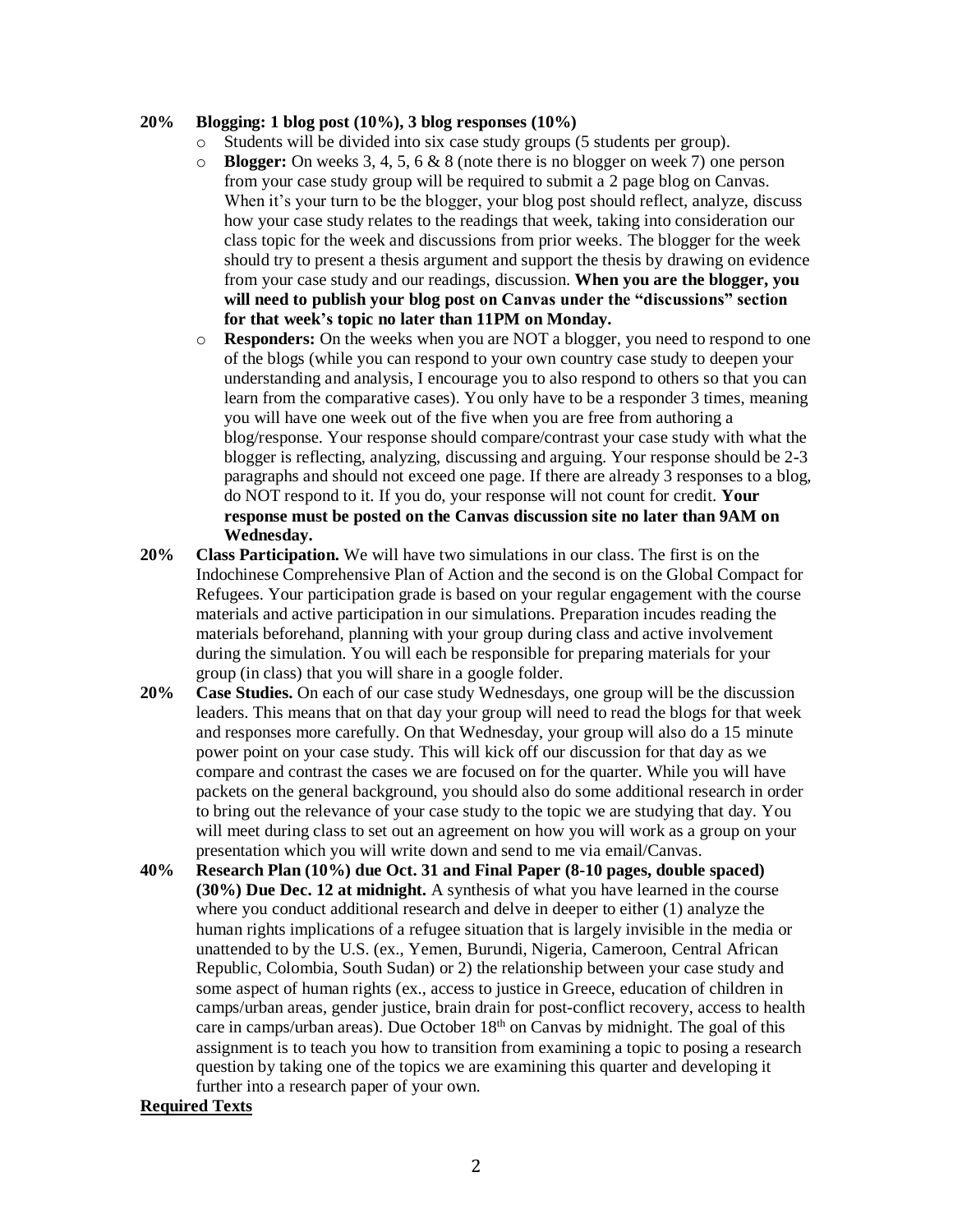**20% Blogging: 1 blog post (10%), 3 blog responses (10%)**

- Students will be divided into six case study groups (5 students per group).
- **Blogger:** On weeks 3, 4, 5, 6 & 8 (note there is no blogger on week 7) one person from your case study group will be required to submit a 2 page blog on Canvas. When it's your turn to be the blogger, your blog post should reflect, analyze, discuss how your case study relates to the readings that week, taking into consideration our class topic for the week and discussions from prior weeks. The blogger for the week should try to present a thesis argument and support the thesis by drawing on evidence from your case study and our readings, discussion. **When you are the blogger, you will need to publish your blog post on Canvas under the "discussions" section for that week's topic no later than 11PM on Monday.**
- **Responders:** On the weeks when you are NOT a blogger, you need to respond to one of the blogs (while you can respond to your own country case study to deepen your understanding and analysis, I encourage you to also respond to others so that you can learn from the comparative cases). You only have to be a responder 3 times, meaning you will have one week out of the five when you are free from authoring a blog/response. Your response should compare/contrast your case study with what the blogger is reflecting, analyzing, discussing and arguing. Your response should be 2-3 paragraphs and should not exceed one page. If there are already 3 responses to a blog, do NOT respond to it. If you do, your response will not count for credit. **Your response must be posted on the Canvas discussion site no later than 9AM on Wednesday.**

**20% Class Participation.** We will have two simulations in our class. The first is on the Indochinese Comprehensive Plan of Action and the second is on the Global Compact for Refugees. Your participation grade is based on your regular engagement with the course materials and active participation in our simulations. Preparation incudes reading the materials beforehand, planning with your group during class and active involvement during the simulation. You will each be responsible for preparing materials for your group (in class) that you will share in a google folder.

**20% Case Studies.** On each of our case study Wednesdays, one group will be the discussion leaders. This means that on that day your group will need to read the blogs for that week and responses more carefully. On that Wednesday, your group will also do a 15 minute power point on your case study. This will kick off our discussion for that day as we compare and contrast the cases we are focused on for the quarter. While you will have packets on the general background, you should also do some additional research in order to bring out the relevance of your case study to the topic we are studying that day. You will meet during class to set out an agreement on how you will work as a group on your presentation which you will write down and send to me via email/Canvas.

**40% Research Plan (10%) due Oct. 31 and Final Paper (8-10 pages, double spaced) (30%) Due Dec. 12 at midnight.** A synthesis of what you have learned in the course where you conduct additional research and delve in deeper to either (1) analyze the human rights implications of a refugee situation that is largely invisible in the media or unattended to by the U.S. (ex., Yemen, Burundi, Nigeria, Cameroon, Central African Republic, Colombia, South Sudan) or 2) the relationship between your case study and some aspect of human rights (ex., access to justice in Greece, education of children in camps/urban areas, gender justice, brain drain for post-conflict recovery, access to health care in camps/urban areas). Due October 18th on Canvas by midnight. The goal of this assignment is to teach you how to transition from examining a topic to posing a research question by taking one of the topics we are examining this quarter and developing it further into a research paper of your own.

## Required Texts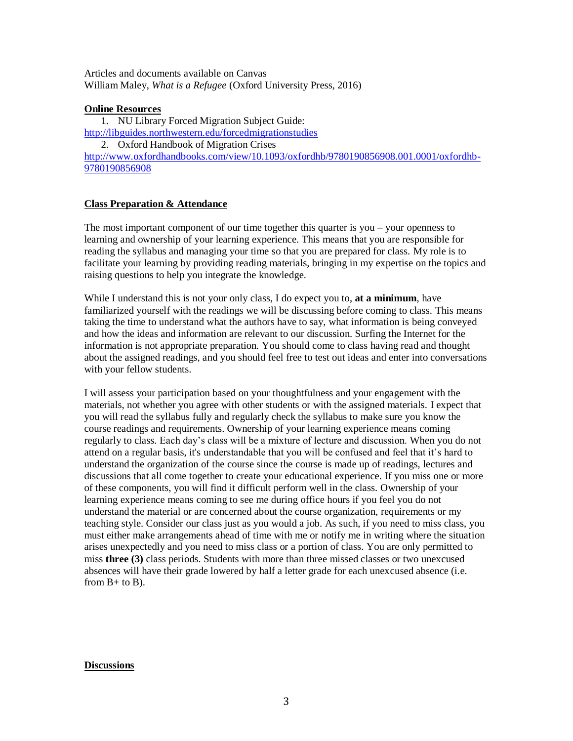Articles and documents available on Canvas
William Maley, *What is a Refugee* (Oxford University Press, 2016)

**Online Resources**

1. NU Library Forced Migration Subject Guide: http://libguides.northwestern.edu/forcedmigrationstudies
2. Oxford Handbook of Migration Crises http://www.oxfordhandbooks.com/view/10.1093/oxfordhb/9780190856908.001.0001/oxfordhb-9780190856908

**Class Preparation & Attendance**

The most important component of our time together this quarter is you – your openness to learning and ownership of your learning experience. This means that you are responsible for reading the syllabus and managing your time so that you are prepared for class. My role is to facilitate your learning by providing reading materials, bringing in my expertise on the topics and raising questions to help you integrate the knowledge.

While I understand this is not your only class, I do expect you to, **at a minimum**, have familiarized yourself with the readings we will be discussing before coming to class. This means taking the time to understand what the authors have to say, what information is being conveyed and how the ideas and information are relevant to our discussion. Surfing the Internet for the information is not appropriate preparation. You should come to class having read and thought about the assigned readings, and you should feel free to test out ideas and enter into conversations with your fellow students.

I will assess your participation based on your thoughtfulness and your engagement with the materials, not whether you agree with other students or with the assigned materials. I expect that you will read the syllabus fully and regularly check the syllabus to make sure you know the course readings and requirements. Ownership of your learning experience means coming regularly to class. Each day's class will be a mixture of lecture and discussion. When you do not attend on a regular basis, it's understandable that you will be confused and feel that it's hard to understand the organization of the course since the course is made up of readings, lectures and discussions that all come together to create your educational experience. If you miss one or more of these components, you will find it difficult perform well in the class. Ownership of your learning experience means coming to see me during office hours if you feel you do not understand the material or are concerned about the course organization, requirements or my teaching style. Consider our class just as you would a job. As such, if you need to miss class, you must either make arrangements ahead of time with me or notify me in writing where the situation arises unexpectedly and you need to miss class or a portion of class. You are only permitted to miss **three (3)** class periods. Students with more than three missed classes or two unexcused absences will have their grade lowered by half a letter grade for each unexcused absence (i.e. from B+ to B).

**Discussions**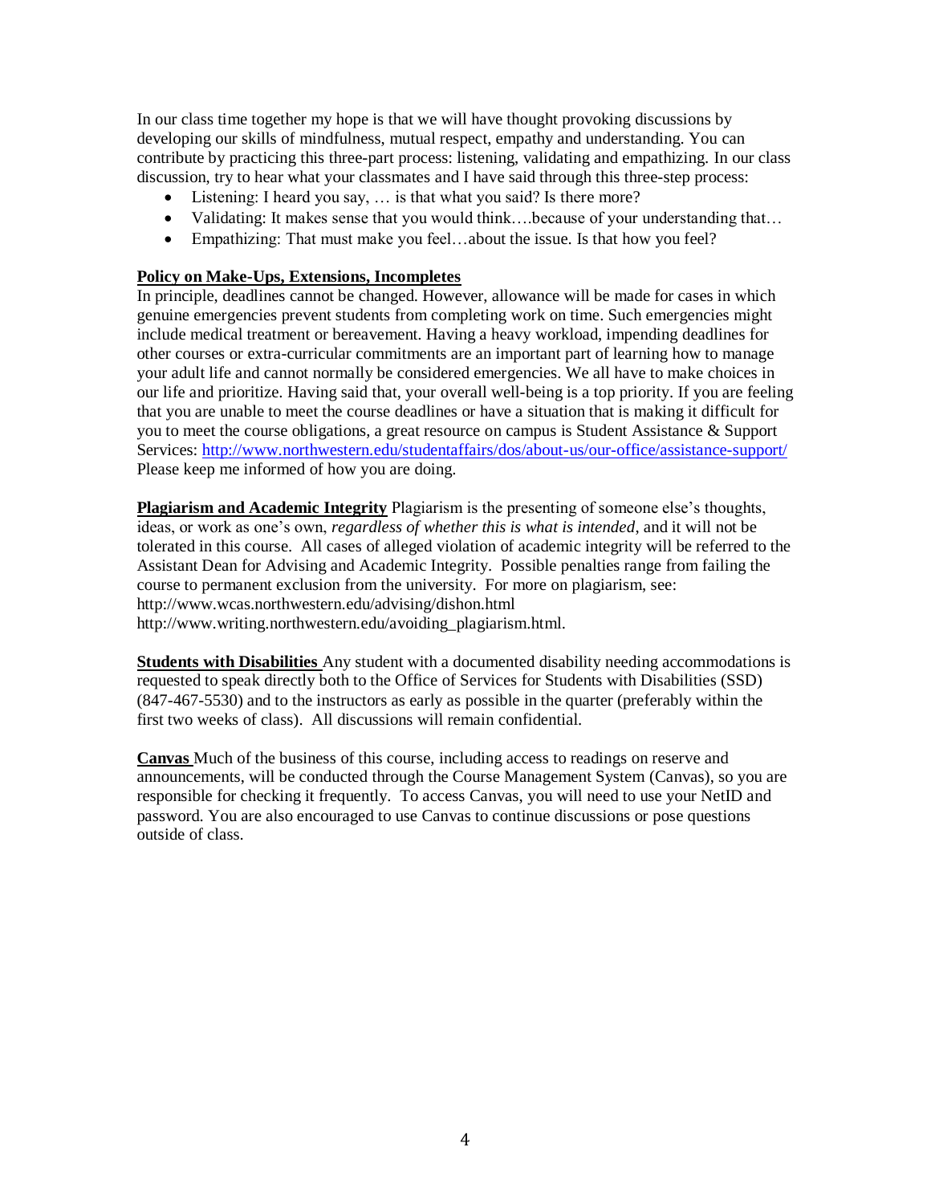In our class time together my hope is that we will have thought provoking discussions by developing our skills of mindfulness, mutual respect, empathy and understanding. You can contribute by practicing this three-part process: listening, validating and empathizing. In our class discussion, try to hear what your classmates and I have said through this three-step process:

- Listening: I heard you say, … is that what you said? Is there more?
- Validating: It makes sense that you would think….because of your understanding that…
- Empathizing: That must make you feel…about the issue. Is that how you feel?

**Policy on Make-Ups, Extensions, Incompletes**

In principle, deadlines cannot be changed. However, allowance will be made for cases in which genuine emergencies prevent students from completing work on time. Such emergencies might include medical treatment or bereavement. Having a heavy workload, impending deadlines for other courses or extra-curricular commitments are an important part of learning how to manage your adult life and cannot normally be considered emergencies. We all have to make choices in our life and prioritize. Having said that, your overall well-being is a top priority. If you are feeling that you are unable to meet the course deadlines or have a situation that is making it difficult for you to meet the course obligations, a great resource on campus is Student Assistance & Support Services: http://www.northwestern.edu/studentaffairs/dos/about-us/our-office/assistance-support/ Please keep me informed of how you are doing.

**Plagiarism and Academic Integrity** Plagiarism is the presenting of someone else's thoughts, ideas, or work as one's own, *regardless of whether this is what is intended*, and it will not be tolerated in this course. All cases of alleged violation of academic integrity will be referred to the Assistant Dean for Advising and Academic Integrity. Possible penalties range from failing the course to permanent exclusion from the university. For more on plagiarism, see:
http://www.wcas.northwestern.edu/advising/dishon.html
http://www.writing.northwestern.edu/avoiding_plagiarism.html.

**Students with Disabilities** Any student with a documented disability needing accommodations is requested to speak directly both to the Office of Services for Students with Disabilities (SSD) (847-467-5530) and to the instructors as early as possible in the quarter (preferably within the first two weeks of class). All discussions will remain confidential.

**Canvas** Much of the business of this course, including access to readings on reserve and announcements, will be conducted through the Course Management System (Canvas), so you are responsible for checking it frequently. To access Canvas, you will need to use your NetID and password. You are also encouraged to use Canvas to continue discussions or pose questions outside of class.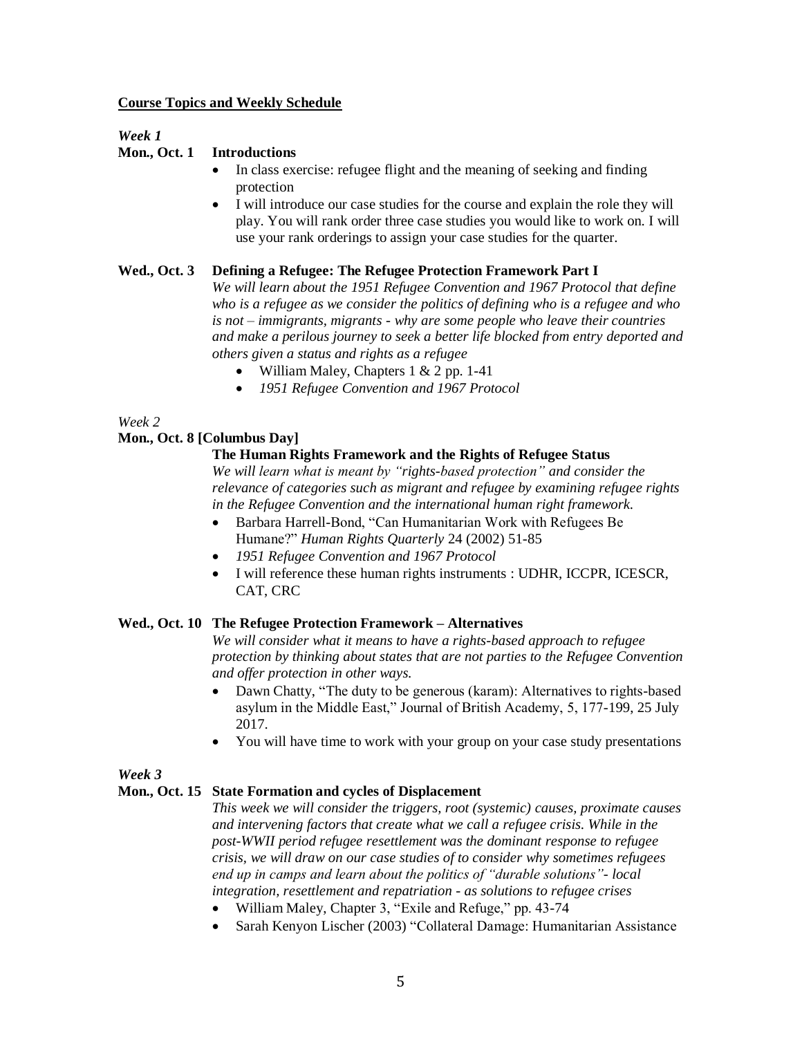**Course Topics and Weekly Schedule**

*Week 1*

**Mon., Oct. 1 Introductions**

- In class exercise: refugee flight and the meaning of seeking and finding protection
- I will introduce our case studies for the course and explain the role they will play. You will rank order three case studies you would like to work on. I will use your rank orderings to assign your case studies for the quarter.

**Wed., Oct. 3 Defining a Refugee: The Refugee Protection Framework Part I**

*We will learn about the 1951 Refugee Convention and 1967 Protocol that define who is a refugee as we consider the politics of defining who is a refugee and who is not – immigrants, migrants - why are some people who leave their countries and make a perilous journey to seek a better life blocked from entry deported and others given a status and rights as a refugee*

- William Maley, Chapters 1 & 2 pp. 1-41
- *1951 Refugee Convention and 1967 Protocol*

*Week 2*

**Mon., Oct. 8 [Columbus Day]**

**The Human Rights Framework and the Rights of Refugee Status**

*We will learn what is meant by "rights-based protection" and consider the relevance of categories such as migrant and refugee by examining refugee rights in the Refugee Convention and the international human right framework.*

- Barbara Harrell-Bond, "Can Humanitarian Work with Refugees Be Humane?" *Human Rights Quarterly* 24 (2002) 51-85
- *1951 Refugee Convention and 1967 Protocol*
- I will reference these human rights instruments : UDHR, ICCPR, ICESCR, CAT, CRC

**Wed., Oct. 10 The Refugee Protection Framework – Alternatives**

*We will consider what it means to have a rights-based approach to refugee protection by thinking about states that are not parties to the Refugee Convention and offer protection in other ways.*

- Dawn Chatty, "The duty to be generous (karam): Alternatives to rights-based asylum in the Middle East," Journal of British Academy, 5, 177-199, 25 July 2017.
- You will have time to work with your group on your case study presentations

*Week 3*

**Mon., Oct. 15 State Formation and cycles of Displacement**

*This week we will consider the triggers, root (systemic) causes, proximate causes and intervening factors that create what we call a refugee crisis. While in the post-WWII period refugee resettlement was the dominant response to refugee crisis, we will draw on our case studies of to consider why sometimes refugees end up in camps and learn about the politics of "durable solutions"- local integration, resettlement and repatriation - as solutions to refugee crises*

- William Maley, Chapter 3, "Exile and Refuge," pp. 43-74
- Sarah Kenyon Lischer (2003) "Collateral Damage: Humanitarian Assistance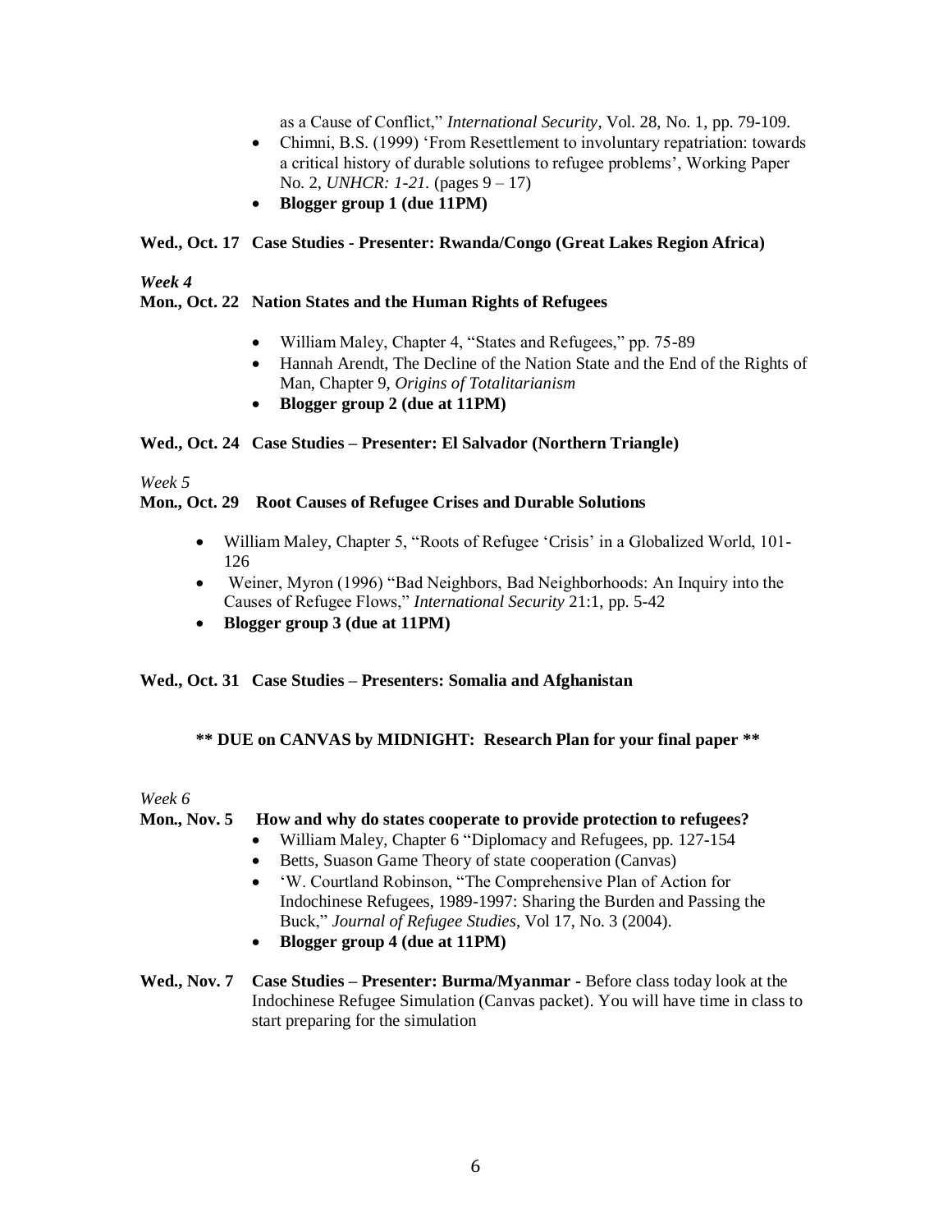as a Cause of Conflict," *International Security*, Vol. 28, No. 1, pp. 79-109.

- Chimni, B.S. (1999) 'From Resettlement to involuntary repatriation: towards a critical history of durable solutions to refugee problems', Working Paper No. 2, *UNHCR: 1-21.* (pages 9 – 17)
- **Blogger group 1 (due 11PM)**

**Wed., Oct. 17 Case Studies - Presenter: Rwanda/Congo (Great Lakes Region Africa)**

*Week 4*

**Mon., Oct. 22 Nation States and the Human Rights of Refugees**

- William Maley, Chapter 4, "States and Refugees," pp. 75-89
- Hannah Arendt, The Decline of the Nation State and the End of the Rights of Man, Chapter 9, *Origins of Totalitarianism*
- **Blogger group 2 (due at 11PM)**

**Wed., Oct. 24 Case Studies – Presenter: El Salvador (Northern Triangle)**

*Week 5*

**Mon., Oct. 29 Root Causes of Refugee Crises and Durable Solutions**

- William Maley, Chapter 5, "Roots of Refugee 'Crisis' in a Globalized World, 101-126
- Weiner, Myron (1996) "Bad Neighbors, Bad Neighborhoods: An Inquiry into the Causes of Refugee Flows," *International Security* 21:1, pp. 5-42
- **Blogger group 3 (due at 11PM)**

**Wed., Oct. 31 Case Studies – Presenters: Somalia and Afghanistan**

**\*\* DUE on CANVAS by MIDNIGHT: Research Plan for your final paper \*\***

*Week 6*

**Mon., Nov. 5 How and why do states cooperate to provide protection to refugees?**

- William Maley, Chapter 6 "Diplomacy and Refugees, pp. 127-154
- Betts, Suason Game Theory of state cooperation (Canvas)
- 'W. Courtland Robinson, "The Comprehensive Plan of Action for Indochinese Refugees, 1989-1997: Sharing the Burden and Passing the Buck," *Journal of Refugee Studies*, Vol 17, No. 3 (2004).
- **Blogger group 4 (due at 11PM)**

**Wed., Nov. 7 Case Studies – Presenter: Burma/Myanmar -** Before class today look at the Indochinese Refugee Simulation (Canvas packet). You will have time in class to start preparing for the simulation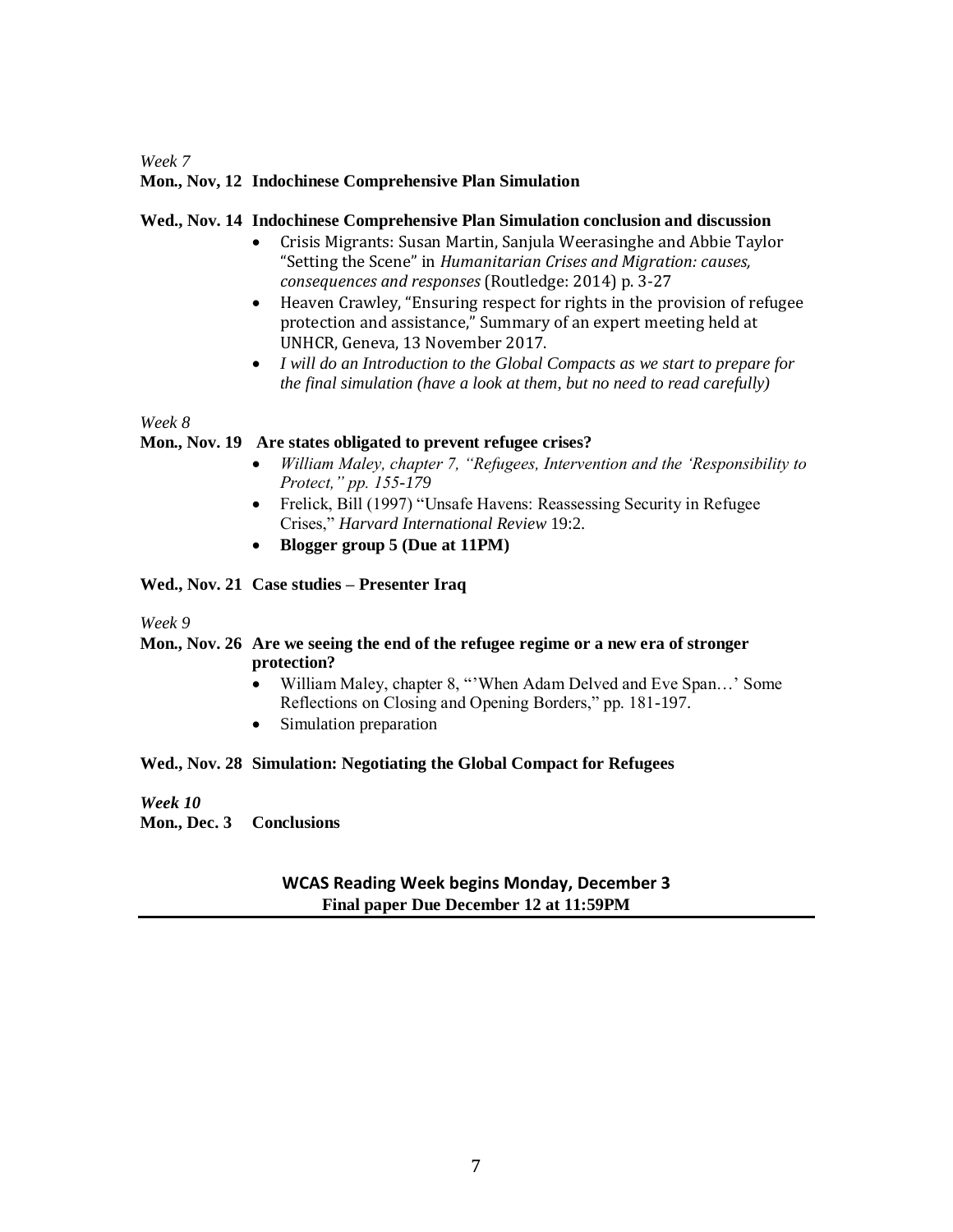*Week 7*

**Mon., Nov, 12 Indochinese Comprehensive Plan Simulation**

**Wed., Nov. 14 Indochinese Comprehensive Plan Simulation conclusion and discussion**

- Crisis Migrants: Susan Martin, Sanjula Weerasinghe and Abbie Taylor "Setting the Scene" in *Humanitarian Crises and Migration: causes, consequences and responses* (Routledge: 2014) p. 3-27
- Heaven Crawley, "Ensuring respect for rights in the provision of refugee protection and assistance," Summary of an expert meeting held at UNHCR, Geneva, 13 November 2017.
- *I will do an Introduction to the Global Compacts as we start to prepare for the final simulation (have a look at them, but no need to read carefully)*

*Week 8*

**Mon., Nov. 19 Are states obligated to prevent refugee crises?**

- *William Maley, chapter 7, "Refugees, Intervention and the 'Responsibility to Protect," pp. 155-179*
- Frelick, Bill (1997) "Unsafe Havens: Reassessing Security in Refugee Crises," *Harvard International Review* 19:2.
- **Blogger group 5 (Due at 11PM)**

**Wed., Nov. 21 Case studies – Presenter Iraq**

*Week 9*

**Mon., Nov. 26 Are we seeing the end of the refugee regime or a new era of stronger protection?**

- William Maley, chapter 8, "'When Adam Delved and Eve Span…' Some Reflections on Closing and Opening Borders," pp. 181-197.
- Simulation preparation

**Wed., Nov. 28 Simulation: Negotiating the Global Compact for Refugees**

***Week 10***

**Mon., Dec. 3 Conclusions**

**WCAS Reading Week begins Monday, December 3**

**Final paper Due December 12 at 11:59PM**